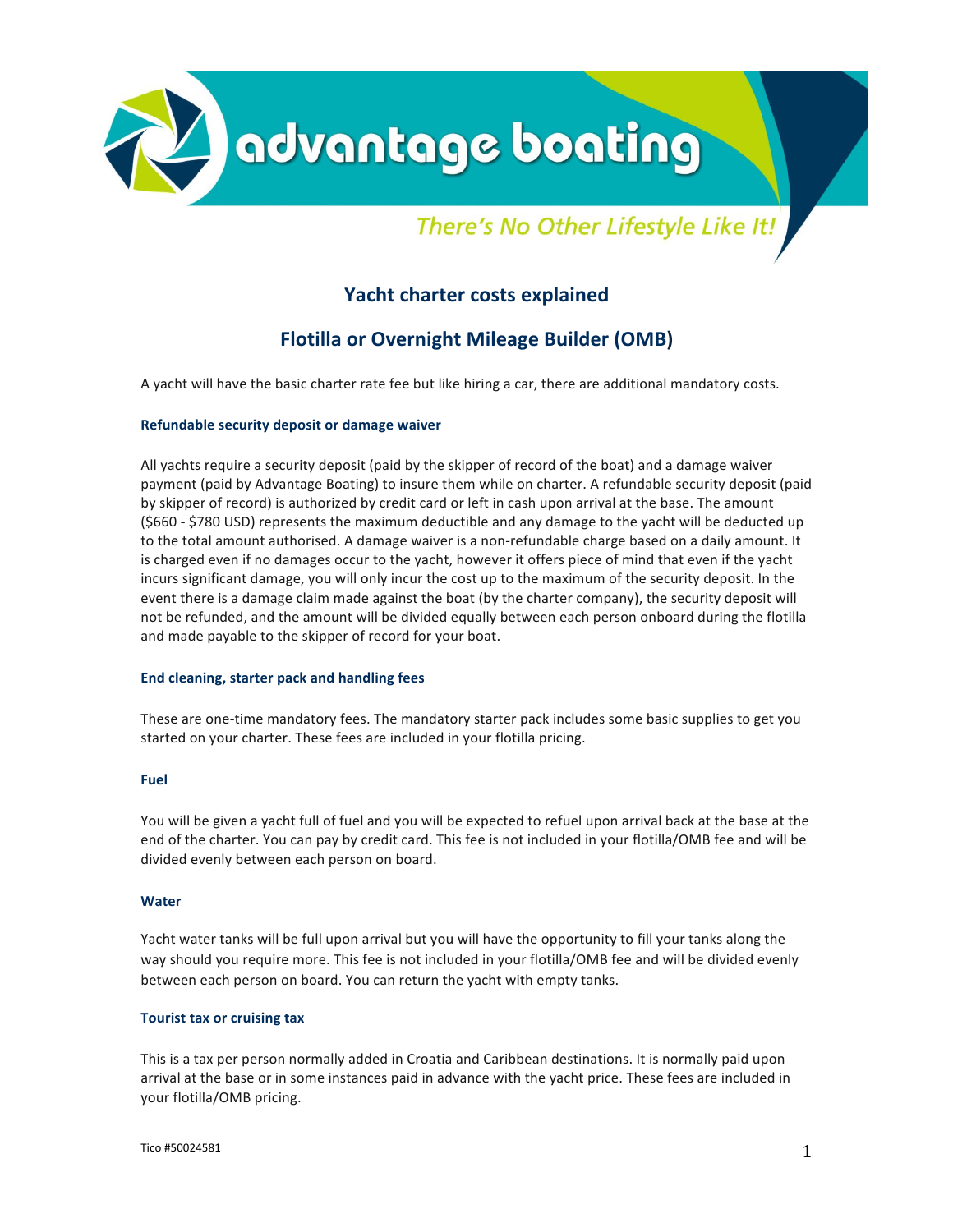# advantage boating

*There's No Other Lifestyle Like It!*

## Yacht charter costs explained

## Flotilla or Overnight Mileage Builder (OMB)

A yacht will have the basic charter rate fee but like hiring a car, there are additional mandatory costs.

#### Refundable security deposit or damage waiver

All yachts require a security deposit (paid by the skipper of record of the boat) and a damage waiver payment (paid by Advantage Boating) to insure them while on charter. A refundable security deposit (paid by skipper of record) is authorized by credit card or left in cash upon arrival at the base. The amount ($660 - $780 USD) represents the maximum deductible and any damage to the yacht will be deducted up to the total amount authorised. A damage waiver is a non-refundable charge based on a daily amount. It is charged even if no damages occur to the yacht, however it offers piece of mind that even if the yacht incurs significant damage, you will only incur the cost up to the maximum of the security deposit. In the event there is a damage claim made against the boat (by the charter company), the security deposit will not be refunded, and the amount will be divided equally between each person onboard during the flotilla and made payable to the skipper of record for your boat.

#### End cleaning, starter pack and handling fees

These are one-time mandatory fees. The mandatory starter pack includes some basic supplies to get you started on your charter. These fees are included in your flotilla pricing.

#### Fuel

You will be given a yacht full of fuel and you will be expected to refuel upon arrival back at the base at the end of the charter. You can pay by credit card. This fee is not included in your flotilla/OMB fee and will be divided evenly between each person on board.

#### Water

Yacht water tanks will be full upon arrival but you will have the opportunity to fill your tanks along the way should you require more. This fee is not included in your flotilla/OMB fee and will be divided evenly between each person on board. You can return the yacht with empty tanks.

#### Tourist tax or cruising tax

This is a tax per person normally added in Croatia and Caribbean destinations. It is normally paid upon arrival at the base or in some instances paid in advance with the yacht price. These fees are included in your flotilla/OMB pricing.

Tico #50024581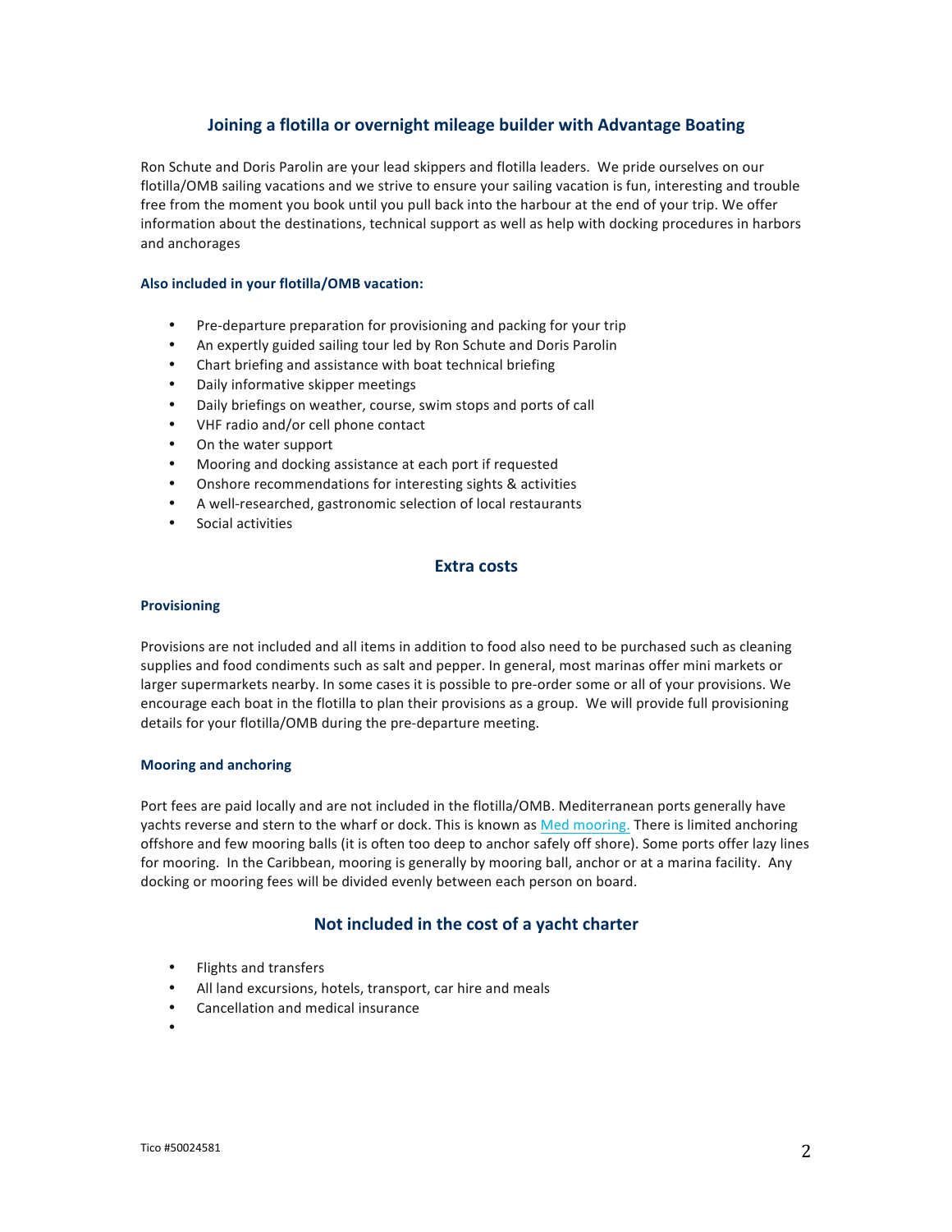## Joining a flotilla or overnight mileage builder with Advantage Boating

Ron Schute and Doris Parolin are your lead skippers and flotilla leaders. We pride ourselves on our flotilla/OMB sailing vacations and we strive to ensure your sailing vacation is fun, interesting and trouble free from the moment you book until you pull back into the harbour at the end of your trip. We offer information about the destinations, technical support as well as help with docking procedures in harbors and anchorages

#### Also included in your flotilla/OMB vacation:

- Pre-departure preparation for provisioning and packing for your trip
- An expertly guided sailing tour led by Ron Schute and Doris Parolin
- Chart briefing and assistance with boat technical briefing
- Daily informative skipper meetings
- Daily briefings on weather, course, swim stops and ports of call
- VHF radio and/or cell phone contact
- On the water support
- Mooring and docking assistance at each port if requested
- Onshore recommendations for interesting sights & activities
- A well-researched, gastronomic selection of local restaurants
- Social activities

### Extra costs

#### Provisioning

Provisions are not included and all items in addition to food also need to be purchased such as cleaning supplies and food condiments such as salt and pepper. In general, most marinas offer mini markets or larger supermarkets nearby. In some cases it is possible to pre-order some or all of your provisions. We encourage each boat in the flotilla to plan their provisions as a group. We will provide full provisioning details for your flotilla/OMB during the pre-departure meeting.

#### Mooring and anchoring

Port fees are paid locally and are not included in the flotilla/OMB. Mediterranean ports generally have yachts reverse and stern to the wharf or dock. This is known as Med mooring. There is limited anchoring offshore and few mooring balls (it is often too deep to anchor safely off shore). Some ports offer lazy lines for mooring. In the Caribbean, mooring is generally by mooring ball, anchor or at a marina facility. Any docking or mooring fees will be divided evenly between each person on board.

### Not included in the cost of a yacht charter

- Flights and transfers
- All land excursions, hotels, transport, car hire and meals
- Cancellation and medical insurance

Tico #50024581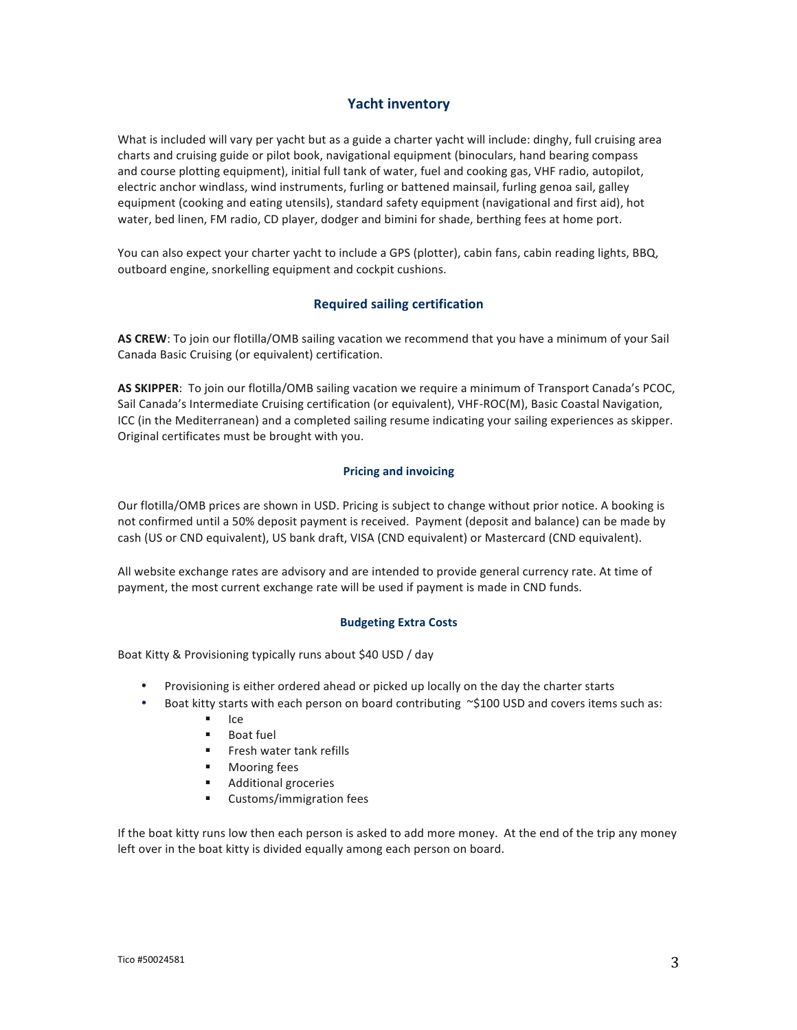## Yacht inventory

What is included will vary per yacht but as a guide a charter yacht will include: dinghy, full cruising area charts and cruising guide or pilot book, navigational equipment (binoculars, hand bearing compass and course plotting equipment), initial full tank of water, fuel and cooking gas, VHF radio, autopilot, electric anchor windlass, wind instruments, furling or battened mainsail, furling genoa sail, galley equipment (cooking and eating utensils), standard safety equipment (navigational and first aid), hot water, bed linen, FM radio, CD player, dodger and bimini for shade, berthing fees at home port.

You can also expect your charter yacht to include a GPS (plotter), cabin fans, cabin reading lights, BBQ, outboard engine, snorkelling equipment and cockpit cushions.

### Required sailing certification

**AS CREW**: To join our flotilla/OMB sailing vacation we recommend that you have a minimum of your Sail Canada Basic Cruising (or equivalent) certification.

**AS SKIPPER**: To join our flotilla/OMB sailing vacation we require a minimum of Transport Canada's PCOC, Sail Canada's Intermediate Cruising certification (or equivalent), VHF-ROC(M), Basic Coastal Navigation, ICC (in the Mediterranean) and a completed sailing resume indicating your sailing experiences as skipper. Original certificates must be brought with you.

#### Pricing and invoicing

Our flotilla/OMB prices are shown in USD. Pricing is subject to change without prior notice. A booking is not confirmed until a 50% deposit payment is received. Payment (deposit and balance) can be made by cash (US or CND equivalent), US bank draft, VISA (CND equivalent) or Mastercard (CND equivalent).

All website exchange rates are advisory and are intended to provide general currency rate. At time of payment, the most current exchange rate will be used if payment is made in CND funds.

#### Budgeting Extra Costs

Boat Kitty & Provisioning typically runs about $40 USD / day

- Provisioning is either ordered ahead or picked up locally on the day the charter starts
- Boat kitty starts with each person on board contributing ~$100 USD and covers items such as:
  - Ice
  - Boat fuel
  - Fresh water tank refills
  - Mooring fees
  - Additional groceries
  - Customs/immigration fees

If the boat kitty runs low then each person is asked to add more money. At the end of the trip any money left over in the boat kitty is divided equally among each person on board.